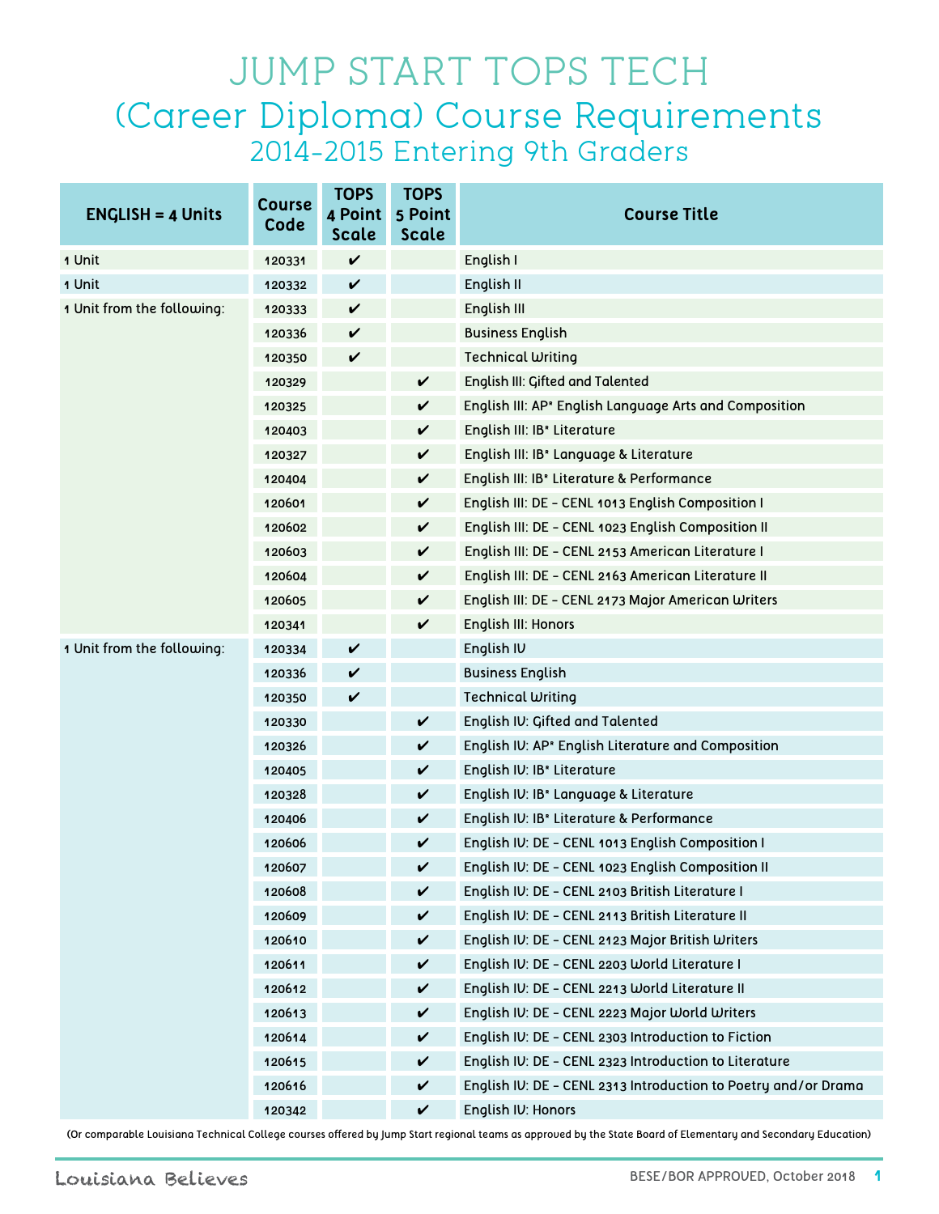# JUMP START TOPS TECH

## (Career Diploma) Course Requirements

### 2014-2015 Entering 9th Graders

| ENGLISH = 4 Units | Course Code | TOPS 4 Point Scale | TOPS 5 Point Scale | Course Title |
|---|---|---|---|---|
| 1 Unit | 120331 | ✔ | | English I |
| 1 Unit | 120332 | ✔ | | English II |
| 1 Unit from the following: | 120333 | ✔ | | English III |
| | 120336 | ✔ | | Business English |
| | 120350 | ✔ | | Technical Writing |
| | 120329 | | ✔ | English III: Gifted and Talented |
| | 120325 | | ✔ | English III: AP® English Language Arts and Composition |
| | 120403 | | ✔ | English III: IB® Literature |
| | 120327 | | ✔ | English III: IB® Language & Literature |
| | 120404 | | ✔ | English III: IB® Literature & Performance |
| | 120601 | | ✔ | English III: DE – CENL 1013 English Composition I |
| | 120602 | | ✔ | English III: DE – CENL 1023 English Composition II |
| | 120603 | | ✔ | English III: DE – CENL 2153 American Literature I |
| | 120604 | | ✔ | English III: DE – CENL 2163 American Literature II |
| | 120605 | | ✔ | English III: DE – CENL 2173 Major American Writers |
| | 120341 | | ✔ | English III: Honors |
| 1 Unit from the following: | 120334 | ✔ | | English IV |
| | 120336 | ✔ | | Business English |
| | 120350 | ✔ | | Technical Writing |
| | 120330 | | ✔ | English IV: Gifted and Talented |
| | 120326 | | ✔ | English IV: AP® English Literature and Composition |
| | 120405 | | ✔ | English IV: IB® Literature |
| | 120328 | | ✔ | English IV: IB® Language & Literature |
| | 120406 | | ✔ | English IV: IB® Literature & Performance |
| | 120606 | | ✔ | English IV: DE – CENL 1013 English Composition I |
| | 120607 | | ✔ | English IV: DE – CENL 1023 English Composition II |
| | 120608 | | ✔ | English IV: DE – CENL 2103 British Literature I |
| | 120609 | | ✔ | English IV: DE – CENL 2113 British Literature II |
| | 120610 | | ✔ | English IV: DE – CENL 2123 Major British Writers |
| | 120611 | | ✔ | English IV: DE – CENL 2203 World Literature I |
| | 120612 | | ✔ | English IV: DE – CENL 2213 World Literature II |
| | 120613 | | ✔ | English IV: DE – CENL 2223 Major World Writers |
| | 120614 | | ✔ | English IV: DE – CENL 2303 Introduction to Fiction |
| | 120615 | | ✔ | English IV: DE – CENL 2323 Introduction to Literature |
| | 120616 | | ✔ | English IV: DE – CENL 2313 Introduction to Poetry and/or Drama |
| | 120342 | | ✔ | English IV: Honors |

(Or comparable Louisiana Technical College courses offered by Jump Start regional teams as approved by the State Board of Elementary and Secondary Education)

Louisiana Believes

BESE/BOR APPROVED, October 2018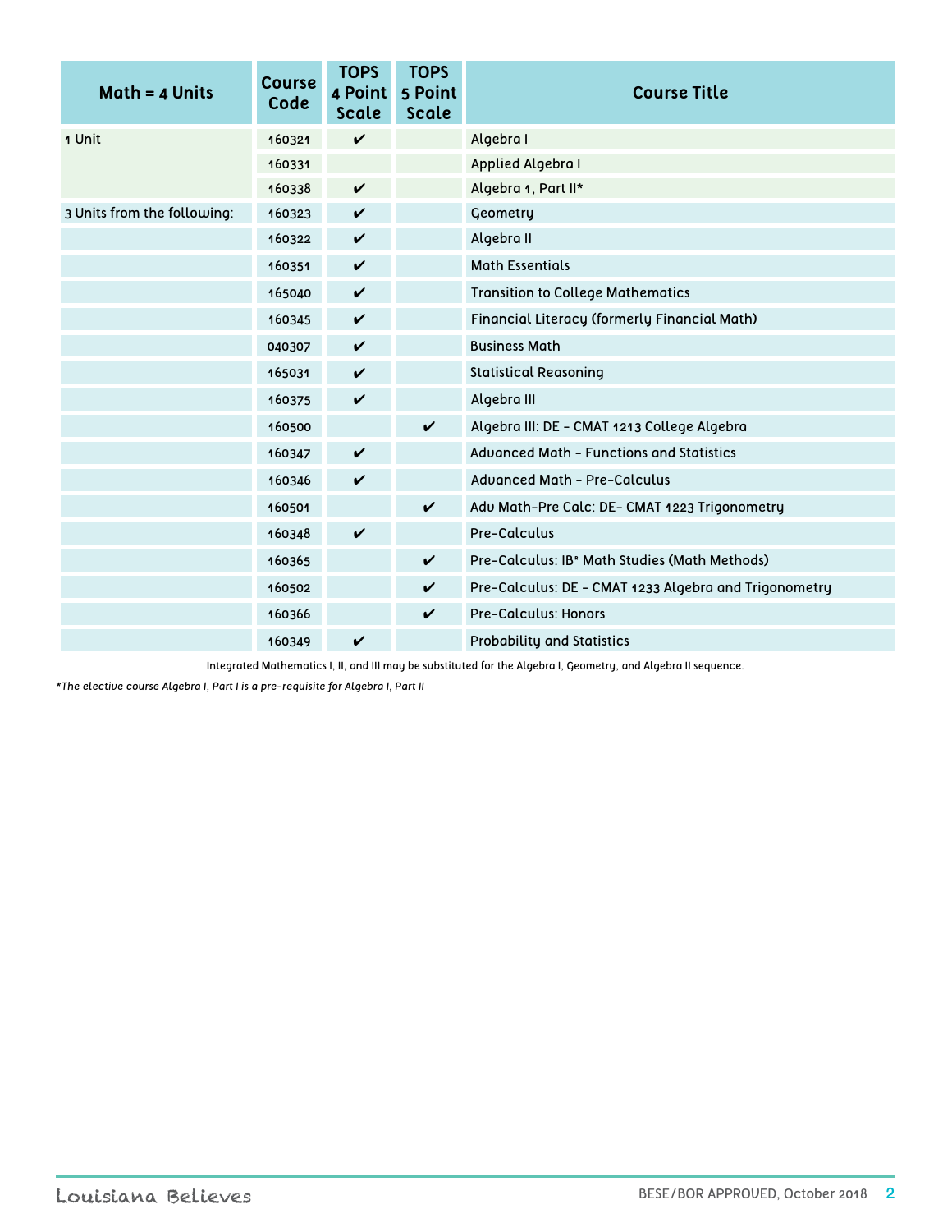| Math = 4 Units | Course Code | TOPS 4 Point Scale | TOPS 5 Point Scale | Course Title |
|---|---|---|---|---|
| 1 Unit | 160321 | ✔ | | Algebra I |
| | 160331 | | | Applied Algebra I |
| | 160338 | ✔ | | Algebra 1, Part II* |
| 3 Units from the following: | 160323 | ✔ | | Geometry |
| | 160322 | ✔ | | Algebra II |
| | 160351 | ✔ | | Math Essentials |
| | 165040 | ✔ | | Transition to College Mathematics |
| | 160345 | ✔ | | Financial Literacy (formerly Financial Math) |
| | 040307 | ✔ | | Business Math |
| | 165031 | ✔ | | Statistical Reasoning |
| | 160375 | ✔ | | Algebra III |
| | 160500 | | ✔ | Algebra III: DE - CMAT 1213 College Algebra |
| | 160347 | ✔ | | Advanced Math - Functions and Statistics |
| | 160346 | ✔ | | Advanced Math - Pre-Calculus |
| | 160501 | | ✔ | Adv Math-Pre Calc: DE- CMAT 1223 Trigonometry |
| | 160348 | ✔ | | Pre-Calculus |
| | 160365 | | ✔ | Pre-Calculus: IB* Math Studies (Math Methods) |
| | 160502 | | ✔ | Pre-Calculus: DE - CMAT 1233 Algebra and Trigonometry |
| | 160366 | | ✔ | Pre-Calculus: Honors |
| | 160349 | ✔ | | Probability and Statistics |

Integrated Mathematics I, II, and III may be substituted for the Algebra I, Geometry, and Algebra II sequence.

*\*The elective course Algebra I, Part I is a pre-requisite for Algebra I, Part II*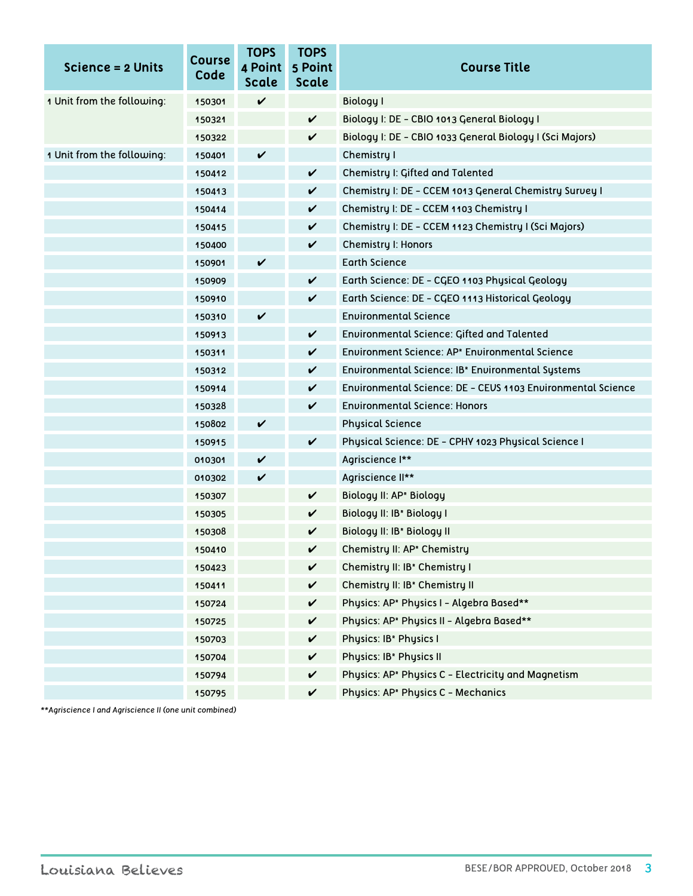| Science = 2 Units | Course Code | TOPS 4 Point Scale | TOPS 5 Point Scale | Course Title |
|---|---|---|---|---|
| 1 Unit from the following: | 150301 | ✔ | | Biology I |
| | 150321 | | ✔ | Biology I: DE – CBIO 1013 General Biology I |
| | 150322 | | ✔ | Biology I: DE – CBIO 1033 General Biology I (Sci Majors) |
| 1 Unit from the following: | 150401 | ✔ | | Chemistry I |
| | 150412 | | ✔ | Chemistry I: Gifted and Talented |
| | 150413 | | ✔ | Chemistry I: DE – CCEM 1013 General Chemistry Survey I |
| | 150414 | | ✔ | Chemistry I: DE – CCEM 1103 Chemistry I |
| | 150415 | | ✔ | Chemistry I: DE – CCEM 1123 Chemistry I (Sci Majors) |
| | 150400 | | ✔ | Chemistry I: Honors |
| | 150901 | ✔ | | Earth Science |
| | 150909 | | ✔ | Earth Science: DE – CGEO 1103 Physical Geology |
| | 150910 | | ✔ | Earth Science: DE – CGEO 1113 Historical Geology |
| | 150310 | ✔ | | Environmental Science |
| | 150913 | | ✔ | Environmental Science: Gifted and Talented |
| | 150311 | | ✔ | Environment Science: AP* Environmental Science |
| | 150312 | | ✔ | Environmental Science: IB* Environmental Systems |
| | 150914 | | ✔ | Environmental Science: DE – CEUS 1103 Environmental Science |
| | 150328 | | ✔ | Environmental Science: Honors |
| | 150802 | ✔ | | Physical Science |
| | 150915 | | ✔ | Physical Science: DE – CPHY 1023 Physical Science I |
| | 010301 | ✔ | | Agriscience I** |
| | 010302 | ✔ | | Agriscience II** |
| | 150307 | | ✔ | Biology II: AP* Biology |
| | 150305 | | ✔ | Biology II: IB* Biology I |
| | 150308 | | ✔ | Biology II: IB* Biology II |
| | 150410 | | ✔ | Chemistry II: AP* Chemistry |
| | 150423 | | ✔ | Chemistry II: IB* Chemistry I |
| | 150411 | | ✔ | Chemistry II: IB* Chemistry II |
| | 150724 | | ✔ | Physics: AP* Physics I – Algebra Based** |
| | 150725 | | ✔ | Physics: AP* Physics II – Algebra Based** |
| | 150703 | | ✔ | Physics: IB* Physics I |
| | 150704 | | ✔ | Physics: IB* Physics II |
| | 150794 | | ✔ | Physics: AP* Physics C – Electricity and Magnetism |
| | 150795 | | ✔ | Physics: AP* Physics C – Mechanics |

*\*\*Agriscience I and Agriscience II (one unit combined)*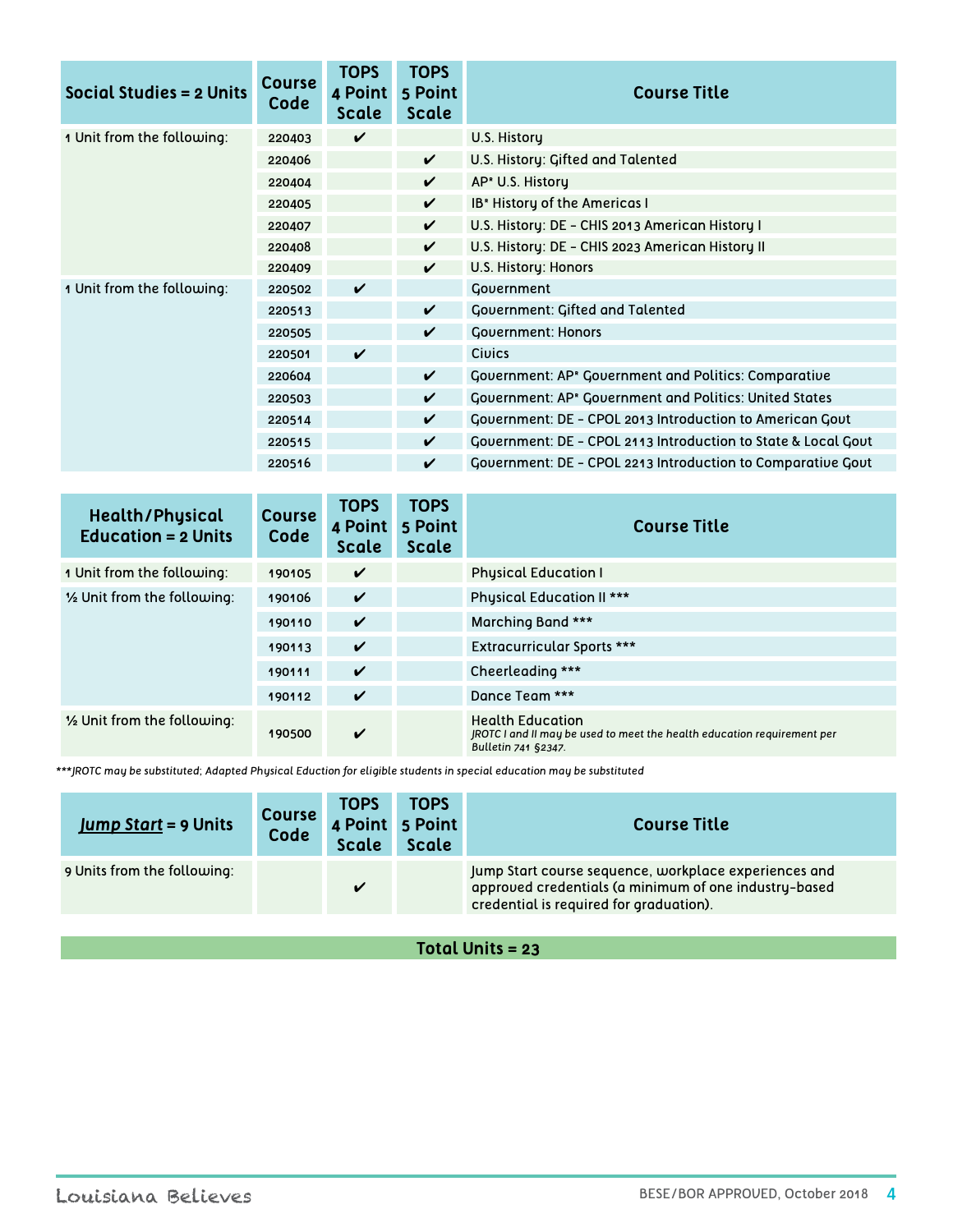| Social Studies = 2 Units | Course Code | TOPS 4 Point Scale | TOPS 5 Point Scale | Course Title |
|---|---|---|---|---|
| 1 Unit from the following: | 220403 | ✔ | | U.S. History |
| | 220406 | | ✔ | U.S. History: Gifted and Talented |
| | 220404 | | ✔ | AP® U.S. History |
| | 220405 | | ✔ | IB® History of the Americas I |
| | 220407 | | ✔ | U.S. History: DE - CHIS 2013 American History I |
| | 220408 | | ✔ | U.S. History: DE - CHIS 2023 American History II |
| | 220409 | | ✔ | U.S. History: Honors |
| 1 Unit from the following: | 220502 | ✔ | | Government |
| | 220513 | | ✔ | Government: Gifted and Talented |
| | 220505 | | ✔ | Government: Honors |
| | 220501 | ✔ | | Civics |
| | 220604 | | ✔ | Government: AP® Government and Politics: Comparative |
| | 220503 | | ✔ | Government: AP® Government and Politics: United States |
| | 220514 | | ✔ | Government: DE - CPOL 2013 Introduction to American Govt |
| | 220515 | | ✔ | Government: DE - CPOL 2113 Introduction to State & Local Govt |
| | 220516 | | ✔ | Government: DE - CPOL 2213 Introduction to Comparative Govt |

| Health/Physical Education = 2 Units | Course Code | TOPS 4 Point Scale | TOPS 5 Point Scale | Course Title |
|---|---|---|---|---|
| 1 Unit from the following: | 190105 | ✔ | | Physical Education I |
| ½ Unit from the following: | 190106 | ✔ | | Physical Education II *** |
| | 190110 | ✔ | | Marching Band *** |
| | 190113 | ✔ | | Extracurricular Sports *** |
| | 190111 | ✔ | | Cheerleading *** |
| | 190112 | ✔ | | Dance Team *** |
| ½ Unit from the following: | 190500 | ✔ | | Health Education *JROTC I and II may be used to meet the health education requirement per Bulletin 741 §2347.* |

****JROTC may be substituted; Adapted Physical Eduction for eligible students in special education may be substituted*

| ***Jump Start*** = 9 Units | Course Code | TOPS 4 Point Scale | TOPS 5 Point Scale | Course Title |
|---|---|---|---|---|
| 9 Units from the following: | | ✔ | | Jump Start course sequence, workplace experiences and approved credentials (a minimum of one industry-based credential is required for graduation). |

**Total Units = 23**